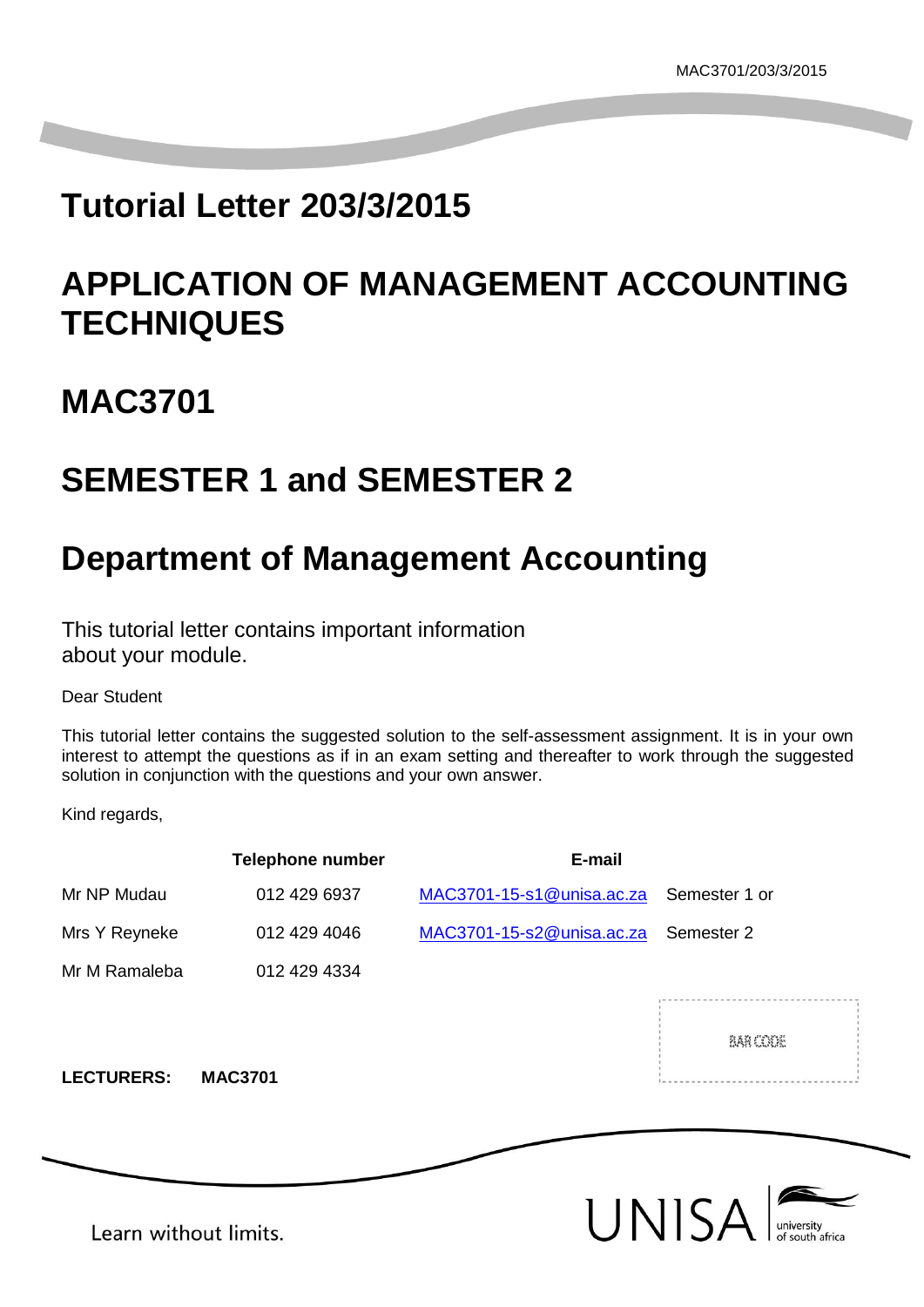MAC3701/203/3/2015

# Tutorial Letter 203/3/2015

# APPLICATION OF MANAGEMENT ACCOUNTING TECHNIQUES

# MAC3701

# SEMESTER 1 and SEMESTER 2

# Department of Management Accounting

This tutorial letter contains important information about your module.

Dear Student

This tutorial letter contains the suggested solution to the self-assessment assignment. It is in your own interest to attempt the questions as if in an exam setting and thereafter to work through the suggested solution in conjunction with the questions and your own answer.

Kind regards,

| | Telephone number | E-mail | |
|---|---|---|---|
| Mr NP Mudau | 012 429 6937 | MAC3701-15-s1@unisa.ac.za | Semester 1 or |
| Mrs Y Reyneke | 012 429 4046 | MAC3701-15-s2@unisa.ac.za | Semester 2 |
| Mr M Ramaleba | 012 429 4334 | | |

BAR CODE

**LECTURERS: MAC3701**

Learn without limits.

UNISA university of south africa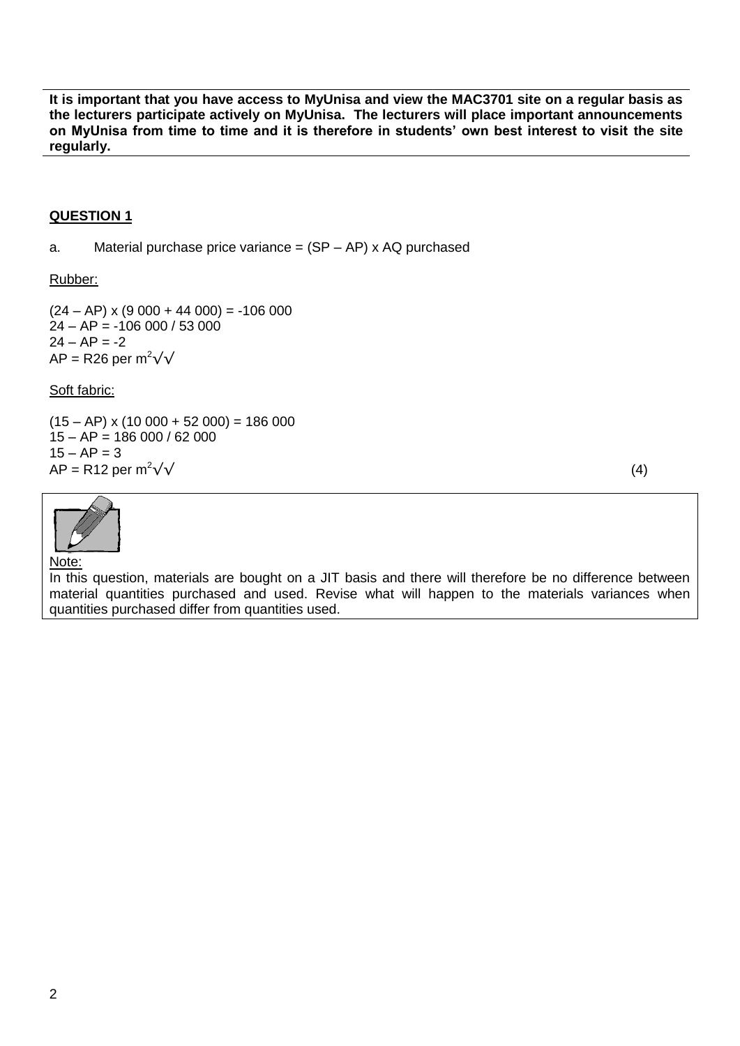**It is important that you have access to MyUnisa and view the MAC3701 site on a regular basis as the lecturers participate actively on MyUnisa. The lecturers will place important announcements on MyUnisa from time to time and it is therefore in students' own best interest to visit the site regularly.**

## QUESTION 1

a. Material purchase price variance = (SP – AP) x AQ purchased

Rubber:

(24 – AP) x (9 000 + 44 000) = -106 000
24 – AP = -106 000 / 53 000
24 – AP = -2
AP = R26 per $m^2$ √√

Soft fabric:

(15 – AP) x (10 000 + 52 000) = 186 000
15 – AP = 186 000 / 62 000
15 – AP = 3
AP = R12 per $m^2$ √√ (4)

Note:
In this question, materials are bought on a JIT basis and there will therefore be no difference between material quantities purchased and used. Revise what will happen to the materials variances when quantities purchased differ from quantities used.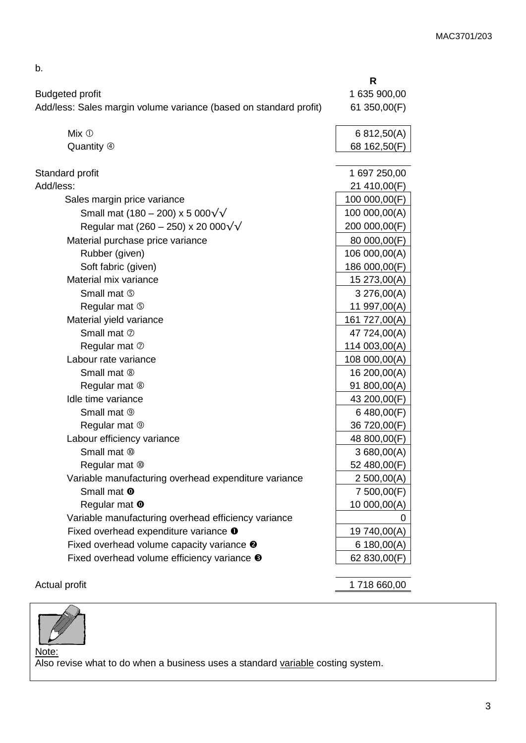b.

| | R |
|---|---|
| Budgeted profit | 1 635 900,00 |
| Add/less: Sales margin volume variance (based on standard profit) | 61 350,00(F) |
| Mix ① | 6 812,50(A) |
| Quantity ④ | 68 162,50(F) |
| Standard profit | 1 697 250,00 |
| Add/less: | 21 410,00(F) |
| Sales margin price variance | 100 000,00(F) |
| Small mat (180 – 200) x 5 000√√ | 100 000,00(A) |
| Regular mat (260 – 250) x 20 000√√ | 200 000,00(F) |
| Material purchase price variance | 80 000,00(F) |
| Rubber (given) | 106 000,00(A) |
| Soft fabric (given) | 186 000,00(F) |
| Material mix variance | 15 273,00(A) |
| Small mat ⑤ | 3 276,00(A) |
| Regular mat ⑤ | 11 997,00(A) |
| Material yield variance | 161 727,00(A) |
| Small mat ⑦ | 47 724,00(A) |
| Regular mat ⑦ | 114 003,00(A) |
| Labour rate variance | 108 000,00(A) |
| Small mat ⑧ | 16 200,00(A) |
| Regular mat ⑧ | 91 800,00(A) |
| Idle time variance | 43 200,00(F) |
| Small mat ⑨ | 6 480,00(F) |
| Regular mat ⑨ | 36 720,00(F) |
| Labour efficiency variance | 48 800,00(F) |
| Small mat ⑩ | 3 680,00(A) |
| Regular mat ⑩ | 52 480,00(F) |
| Variable manufacturing overhead expenditure variance | 2 500,00(A) |
| Small mat ❶ | 7 500,00(F) |
| Regular mat ❶ | 10 000,00(A) |
| Variable manufacturing overhead efficiency variance | 0 |
| Fixed overhead expenditure variance ❶ | 19 740,00(A) |
| Fixed overhead volume capacity variance ❷ | 6 180,00(A) |
| Fixed overhead volume efficiency variance ❸ | 62 830,00(F) |
| Actual profit | 1 718 660,00 |

Note:
Also revise what to do when a business uses a standard variable costing system.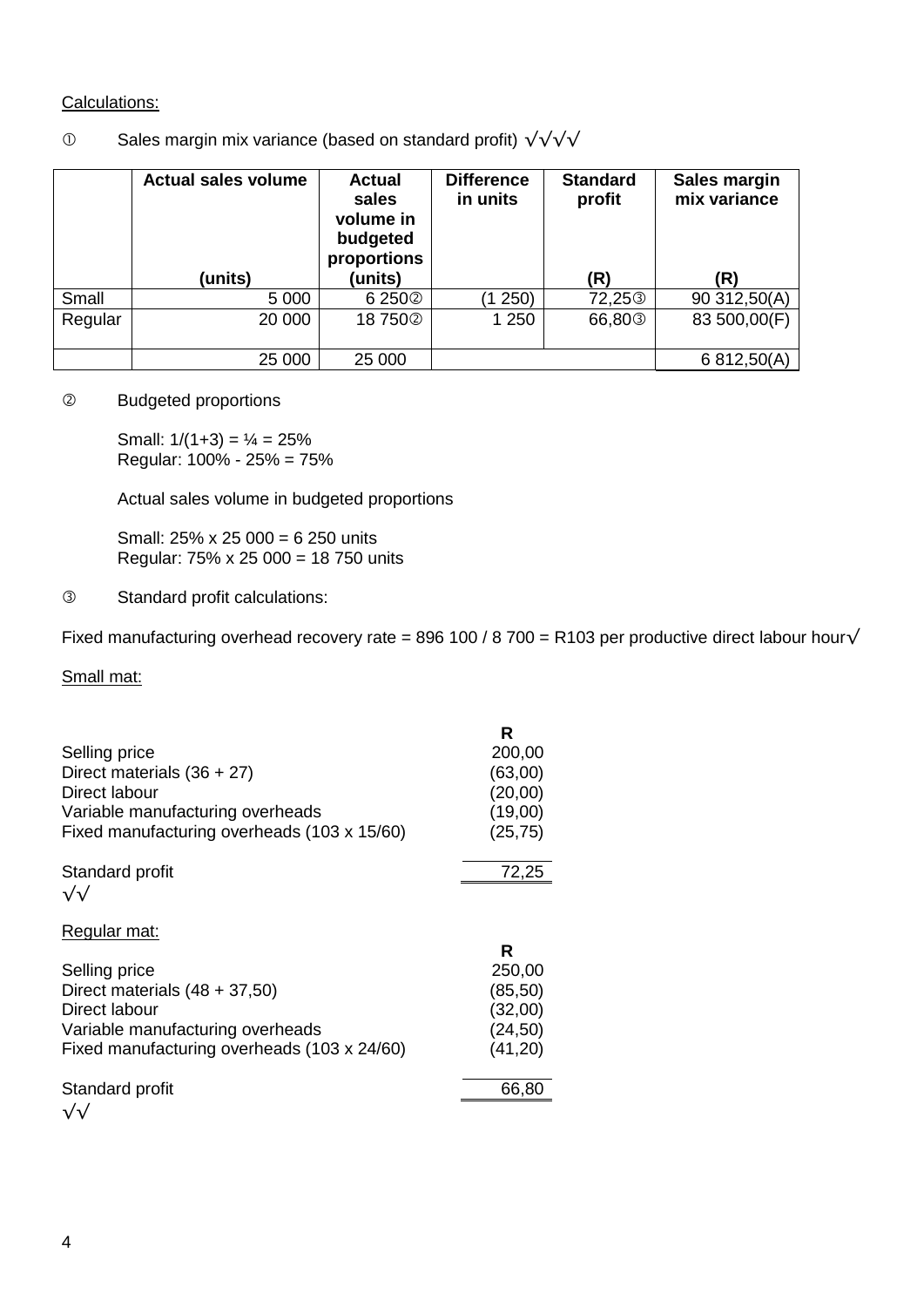Calculations:

① Sales margin mix variance (based on standard profit) √√√√

| | Actual sales volume (units) | Actual sales volume in budgeted proportions (units) | Difference in units | Standard profit (R) | Sales margin mix variance (R) |
|---|---|---|---|---|---|
| Small | 5 000 | 6 250② | (1 250) | 72,25③ | 90 312,50(A) |
| Regular | 20 000 | 18 750② | 1 250 | 66,80③ | 83 500,00(F) |
| | 25 000 | 25 000 | | | 6 812,50(A) |

② Budgeted proportions

Small: 1/(1+3) = ¼ = 25%
Regular: 100% - 25% = 75%

Actual sales volume in budgeted proportions

Small: 25% x 25 000 = 6 250 units
Regular: 75% x 25 000 = 18 750 units

③ Standard profit calculations:

Fixed manufacturing overhead recovery rate = 896 100 / 8 700 = R103 per productive direct labour hour√

Small mat:

| | R |
|---|---|
| Selling price | 200,00 |
| Direct materials (36 + 27) | (63,00) |
| Direct labour | (20,00) |
| Variable manufacturing overheads | (19,00) |
| Fixed manufacturing overheads (103 x 15/60) | (25,75) |
| Standard profit | 72,25 |

√√

Regular mat:

| | R |
|---|---|
| Selling price | 250,00 |
| Direct materials (48 + 37,50) | (85,50) |
| Direct labour | (32,00) |
| Variable manufacturing overheads | (24,50) |
| Fixed manufacturing overheads (103 x 24/60) | (41,20) |
| Standard profit | 66,80 |

√√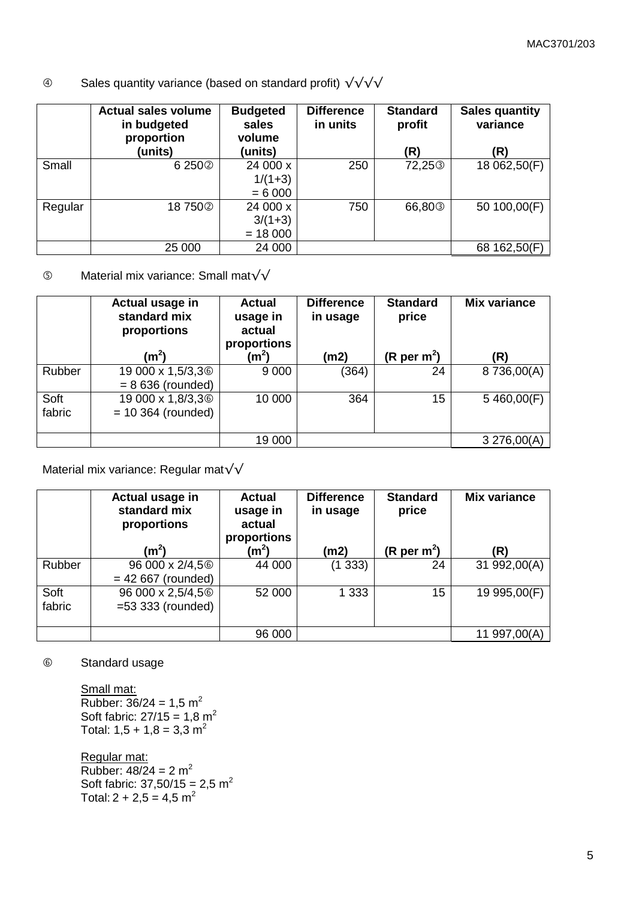④ Sales quantity variance (based on standard profit) √√√√

| | Actual sales volume in budgeted proportion (units) | Budgeted sales volume (units) | Difference in units | Standard profit (R) | Sales quantity variance (R) |
|---|---|---|---|---|---|
| Small | 6 250② | 24 000 x 1/(1+3) = 6 000 | 250 | 72,25③ | 18 062,50(F) |
| Regular | 18 750② | 24 000 x 3/(1+3) = 18 000 | 750 | 66,80③ | 50 100,00(F) |
| | 25 000 | 24 000 | | | 68 162,50(F) |

⑤ Material mix variance: Small mat√√

| | Actual usage in standard mix proportions ($m^2$) | Actual usage in actual proportions ($m^2$) | Difference in usage (m2) | Standard price (R per $m^2$) | Mix variance (R) |
|---|---|---|---|---|---|
| Rubber | 19 000 x 1,5/3,3⑥ = 8 636 (rounded) | 9 000 | (364) | 24 | 8 736,00(A) |
| Soft fabric | 19 000 x 1,8/3,3⑥ = 10 364 (rounded) | 10 000 | 364 | 15 | 5 460,00(F) |
| | | 19 000 | | | 3 276,00(A) |

Material mix variance: Regular mat√√

| | Actual usage in standard mix proportions ($m^2$) | Actual usage in actual proportions ($m^2$) | Difference in usage (m2) | Standard price (R per $m^2$) | Mix variance (R) |
|---|---|---|---|---|---|
| Rubber | 96 000 x 2/4,5⑥ = 42 667 (rounded) | 44 000 | (1 333) | 24 | 31 992,00(A) |
| Soft fabric | 96 000 x 2,5/4,5⑥ =53 333 (rounded) | 52 000 | 1 333 | 15 | 19 995,00(F) |
| | | 96 000 | | | 11 997,00(A) |

⑥ Standard usage

Small mat:
Rubber: 36/24 = 1,5 $m^2$
Soft fabric: 27/15 = 1,8 $m^2$
Total: 1,5 + 1,8 = 3,3 $m^2$

Regular mat:
Rubber: 48/24 = 2 $m^2$
Soft fabric: 37,50/15 = 2,5 $m^2$
Total: 2 + 2,5 = 4,5 $m^2$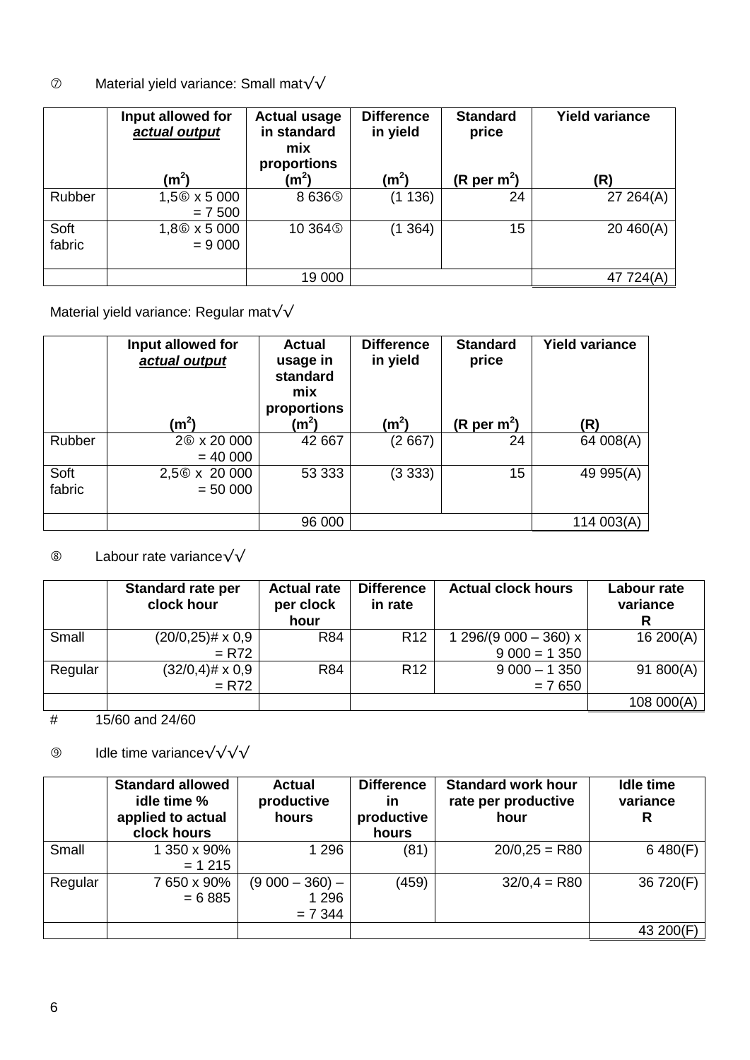⑦ Material yield variance: Small mat√√

| | Input allowed for *actual output* (m²) | Actual usage in standard mix proportions (m²) | Difference in yield (m²) | Standard price (R per m²) | Yield variance (R) |
|---|---|---|---|---|---|
| Rubber | 1,5⑥ x 5 000 = 7 500 | 8 636⑤ | (1 136) | 24 | 27 264(A) |
| Soft fabric | 1,8⑥ x 5 000 = 9 000 | 10 364⑤ | (1 364) | 15 | 20 460(A) |
| | | 19 000 | | | 47 724(A) |

Material yield variance: Regular mat√√

| | Input allowed for *actual output* (m²) | Actual usage in standard mix proportions (m²) | Difference in yield (m²) | Standard price (R per m²) | Yield variance (R) |
|---|---|---|---|---|---|
| Rubber | 2⑥ x 20 000 = 40 000 | 42 667 | (2 667) | 24 | 64 008(A) |
| Soft fabric | 2,5⑥ x 20 000 = 50 000 | 53 333 | (3 333) | 15 | 49 995(A) |
| | | 96 000 | | | 114 003(A) |

⑧ Labour rate variance√√

| | Standard rate per clock hour | Actual rate per clock hour | Difference in rate | Actual clock hours | Labour rate variance R |
|---|---|---|---|---|---|
| Small | (20/0,25)# x 0,9 = R72 | R84 | R12 | 1 296/(9 000 – 360) x 9 000 = 1 350 | 16 200(A) |
| Regular | (32/0,4)# x 0,9 = R72 | R84 | R12 | 9 000 – 1 350 = 7 650 | 91 800(A) |
| | | | | | 108 000(A) |

\# 15/60 and 24/60

⑨ Idle time variance√√√√

| | Standard allowed idle time % applied to actual clock hours | Actual productive hours | Difference in productive hours | Standard work hour rate per productive hour | Idle time variance R |
|---|---|---|---|---|---|
| Small | 1 350 x 90% = 1 215 | 1 296 | (81) | 20/0,25 = R80 | 6 480(F) |
| Regular | 7 650 x 90% = 6 885 | (9 000 – 360) – 1 296 = 7 344 | (459) | 32/0,4 = R80 | 36 720(F) |
| | | | | | 43 200(F) |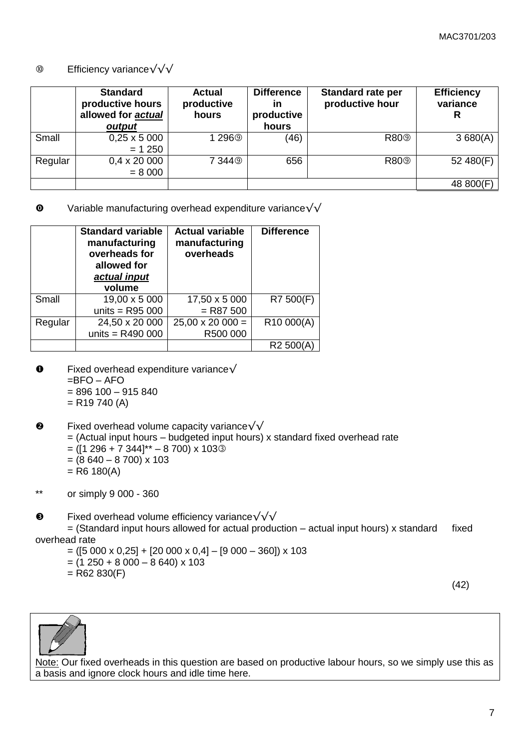⑩ Efficiency variance√√√

| | Standard productive hours allowed for ***actual output*** | Actual productive hours | Difference in productive hours | Standard rate per productive hour | Efficiency variance R |
|---|---|---|---|---|---|
| Small | 0,25 x 5 000 = 1 250 | 1 296⑨ | (46) | R80⑨ | 3 680(A) |
| Regular | 0,4 x 20 000 = 8 000 | 7 344⑨ | 656 | R80⑨ | 52 480(F) |
| | | | | | 48 800(F) |

❿ Variable manufacturing overhead expenditure variance√√

| | Standard variable manufacturing overheads for allowed for ***actual input*** volume | Actual variable manufacturing overheads | Difference |
|---|---|---|---|
| Small | 19,00 x 5 000 units = R95 000 | 17,50 x 5 000 = R87 500 | R7 500(F) |
| Regular | 24,50 x 20 000 units = R490 000 | 25,00 x 20 000 = R500 000 | R10 000(A) |
| | | | R2 500(A) |

⓫ Fixed overhead expenditure variance√
=BFO – AFO
= 896 100 – 915 840
= R19 740 (A)

⓬ Fixed overhead volume capacity variance√√
= (Actual input hours – budgeted input hours) x standard fixed overhead rate
= ([1 296 + 7 344]** – 8 700) x 103③
= (8 640 – 8 700) x 103
= R6 180(A)

** or simply 9 000 - 360

⓭ Fixed overhead volume efficiency variance√√√
= (Standard input hours allowed for actual production – actual input hours) x standard fixed overhead rate
= ([5 000 x 0,25] + [20 000 x 0,4] – [9 000 – 360]) x 103
= (1 250 + 8 000 – 8 640) x 103
= R62 830(F)

(42)

Note: Our fixed overheads in this question are based on productive labour hours, so we simply use this as a basis and ignore clock hours and idle time here.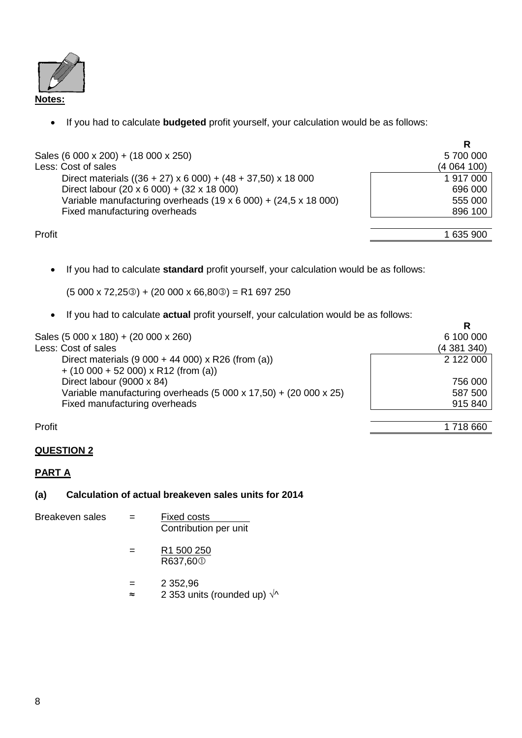**Notes:**

- If you had to calculate **budgeted** profit yourself, your calculation would be as follows:

| | | R |
|---|---|---|
| Sales (6 000 x 200) + (18 000 x 250) | | 5 700 000 |
| Less: Cost of sales | | (4 064 100) |
| Direct materials ((36 + 27) x 6 000) + (48 + 37,50) x 18 000 | 1 917 000 | |
| Direct labour (20 x 6 000) + (32 x 18 000) | 696 000 | |
| Variable manufacturing overheads (19 x 6 000) + (24,5 x 18 000) | 555 000 | |
| Fixed manufacturing overheads | 896 100 | |
| Profit | | 1 635 900 |

- If you had to calculate **standard** profit yourself, your calculation would be as follows:

  (5 000 x 72,25③) + (20 000 x 66,80③) = R1 697 250

- If you had to calculate **actual** profit yourself, your calculation would be as follows:

| | | R |
|---|---|---|
| Sales (5 000 x 180) + (20 000 x 260) | | 6 100 000 |
| Less: Cost of sales | | (4 381 340) |
| Direct materials (9 000 + 44 000) x R26 (from (a)) + (10 000 + 52 000) x R12 (from (a)) | 2 122 000 | |
| Direct labour (9000 x 84) | 756 000 | |
| Variable manufacturing overheads (5 000 x 17,50) + (20 000 x 25) | 587 500 | |
| Fixed manufacturing overheads | 915 840 | |
| Profit | | 1 718 660 |

## QUESTION 2

### PART A

### (a) Calculation of actual breakeven sales units for 2014

Breakeven sales = $\dfrac{\text{Fixed costs}}{\text{Contribution per unit}}$

= $\dfrac{\text{R1 500 250}}{\text{R637,60①}}$

= 2 352,96

≈ 2 353 units (rounded up) √^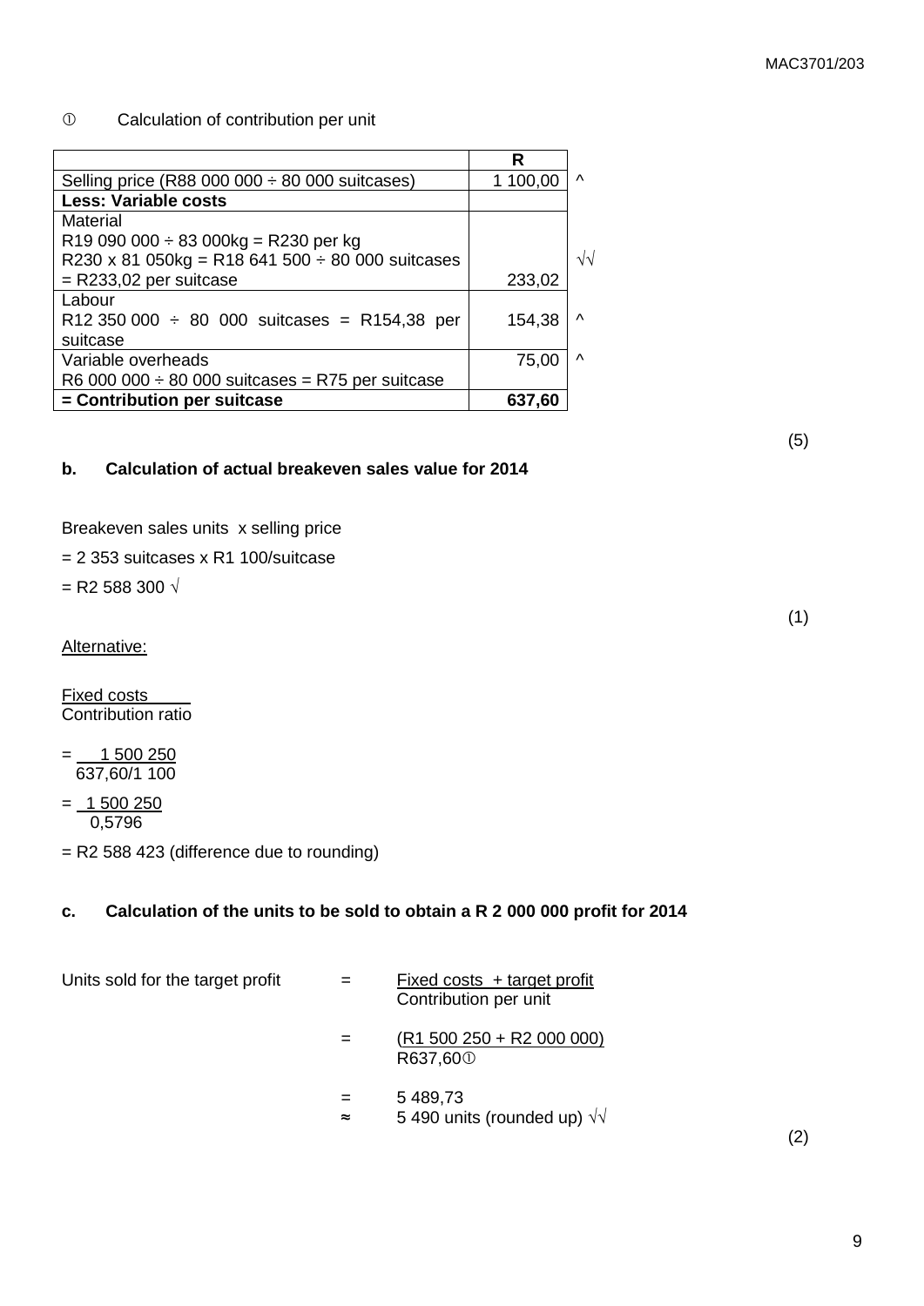① Calculation of contribution per unit

| | R | |
|---|---|---|
| Selling price (R88 000 000 ÷ 80 000 suitcases) | 1 100,00 | ^ |
| **Less: Variable costs** | | |
| Material<br>R19 090 000 ÷ 83 000kg = R230 per kg<br>R230 x 81 050kg = R18 641 500 ÷ 80 000 suitcases<br>= R233,02 per suitcase | 233,02 | √√ |
| Labour<br>R12 350 000 ÷ 80 000 suitcases = R154,38 per suitcase | 154,38 | ^ |
| Variable overheads<br>R6 000 000 ÷ 80 000 suitcases = R75 per suitcase | 75,00 | ^ |
| **= Contribution per suitcase** | **637,60** | |

(5)

**b. Calculation of actual breakeven sales value for 2014**

Breakeven sales units x selling price

= 2 353 suitcases x R1 100/suitcase

= R2 588 300 √

(1)

Alternative:

$$\frac{\text{Fixed costs}}{\text{Contribution ratio}}$$

$$= \frac{1\ 500\ 250}{637{,}60/1\ 100}$$

$$= \frac{1\ 500\ 250}{0{,}5796}$$

= R2 588 423 (difference due to rounding)

**c. Calculation of the units to be sold to obtain a R 2 000 000 profit for 2014**

Units sold for the target profit $= \dfrac{\text{Fixed costs + target profit}}{\text{Contribution per unit}}$

$= \dfrac{\text{(R1 500 250 + R2 000 000)}}{\text{R637,60①}}$

= 5 489,73

≈ 5 490 units (rounded up) √√

(2)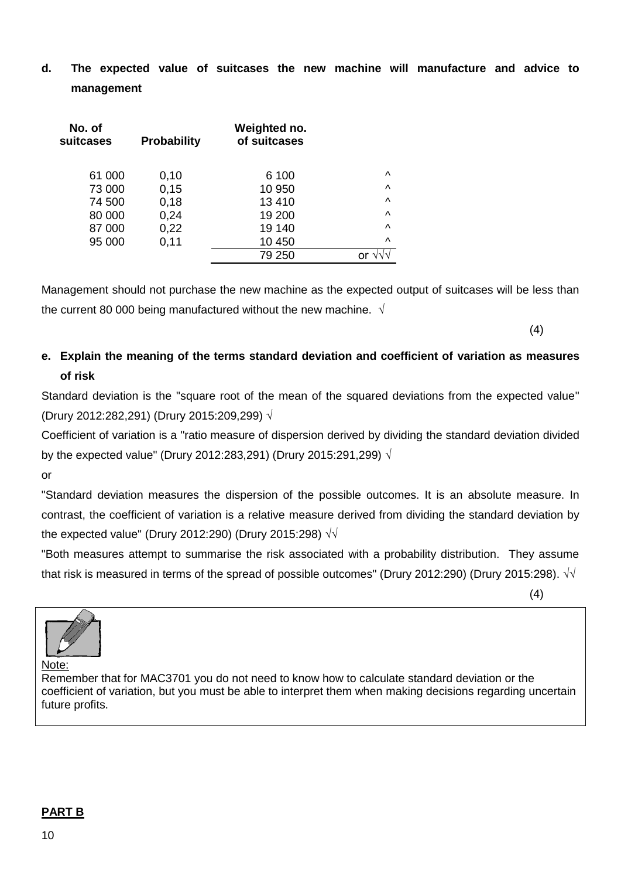**d. The expected value of suitcases the new machine will manufacture and advice to management**

| No. of suitcases | Probability | Weighted no. of suitcases | |
|---|---|---|---|
| 61 000 | 0,10 | 6 100 | ^ |
| 73 000 | 0,15 | 10 950 | ^ |
| 74 500 | 0,18 | 13 410 | ^ |
| 80 000 | 0,24 | 19 200 | ^ |
| 87 000 | 0,22 | 19 140 | ^ |
| 95 000 | 0,11 | 10 450 | ^ |
| | | 79 250 | or √√√ |

Management should not purchase the new machine as the expected output of suitcases will be less than the current 80 000 being manufactured without the new machine. √

(4)

**e. Explain the meaning of the terms standard deviation and coefficient of variation as measures of risk**

Standard deviation is the "square root of the mean of the squared deviations from the expected value" (Drury 2012:282,291) (Drury 2015:209,299) √

Coefficient of variation is a "ratio measure of dispersion derived by dividing the standard deviation divided by the expected value" (Drury 2012:283,291) (Drury 2015:291,299) √

or

"Standard deviation measures the dispersion of the possible outcomes. It is an absolute measure. In contrast, the coefficient of variation is a relative measure derived from dividing the standard deviation by the expected value" (Drury 2012:290) (Drury 2015:298) √√

"Both measures attempt to summarise the risk associated with a probability distribution. They assume that risk is measured in terms of the spread of possible outcomes" (Drury 2012:290) (Drury 2015:298). √√

(4)

Note:
Remember that for MAC3701 you do not need to know how to calculate standard deviation or the coefficient of variation, but you must be able to interpret them when making decisions regarding uncertain future profits.

**PART B**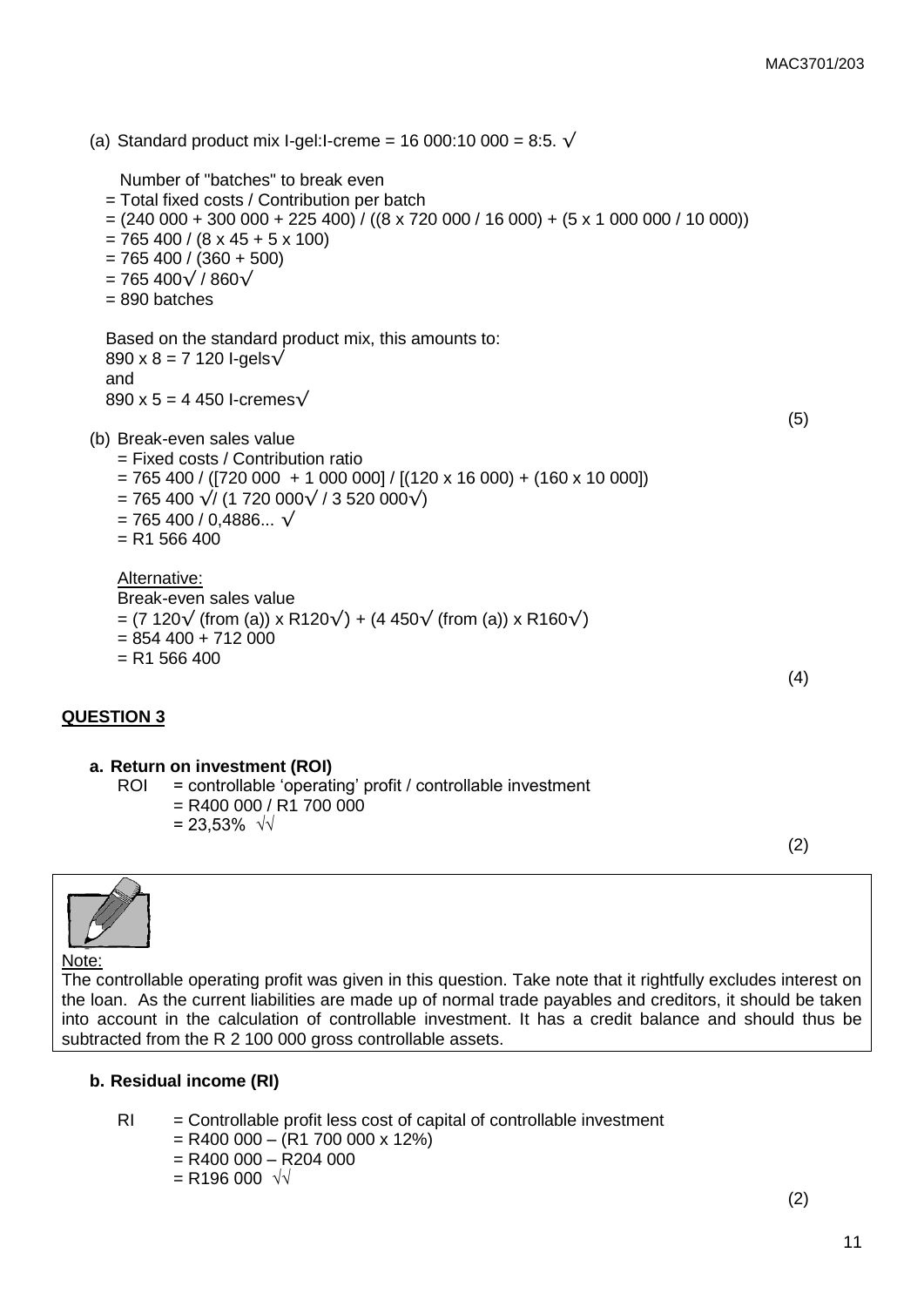(a) Standard product mix I-gel:I-creme = 16 000:10 000 = 8:5. √

Number of "batches" to break even
= Total fixed costs / Contribution per batch
= (240 000 + 300 000 + 225 400) / ((8 x 720 000 / 16 000) + (5 x 1 000 000 / 10 000))
= 765 400 / (8 x 45 + 5 x 100)
= 765 400 / (360 + 500)
= 765 400√ / 860√
= 890 batches

Based on the standard product mix, this amounts to:
890 x 8 = 7 120 I-gels√
and
890 x 5 = 4 450 I-cremes√

(5)

(b) Break-even sales value
= Fixed costs / Contribution ratio
= 765 400 / ([720 000 + 1 000 000] / [(120 x 16 000) + (160 x 10 000])
= 765 400 √/ (1 720 000√ / 3 520 000√)
= 765 400 / 0,4886... √
= R1 566 400

<u>Alternative:</u>
Break-even sales value
= (7 120√ (from (a)) x R120√) + (4 450√ (from (a)) x R160√)
= 854 400 + 712 000
= R1 566 400

(4)

## QUESTION 3

**a. Return on investment (ROI)**

ROI = controllable 'operating' profit / controllable investment
= R400 000 / R1 700 000
= 23,53% √√

(2)

<u>Note:</u>
The controllable operating profit was given in this question. Take note that it rightfully excludes interest on the loan. As the current liabilities are made up of normal trade payables and creditors, it should be taken into account in the calculation of controllable investment. It has a credit balance and should thus be subtracted from the R 2 100 000 gross controllable assets.

**b. Residual income (RI)**

RI = Controllable profit less cost of capital of controllable investment
= R400 000 – (R1 700 000 x 12%)
= R400 000 – R204 000
= R196 000 √√

(2)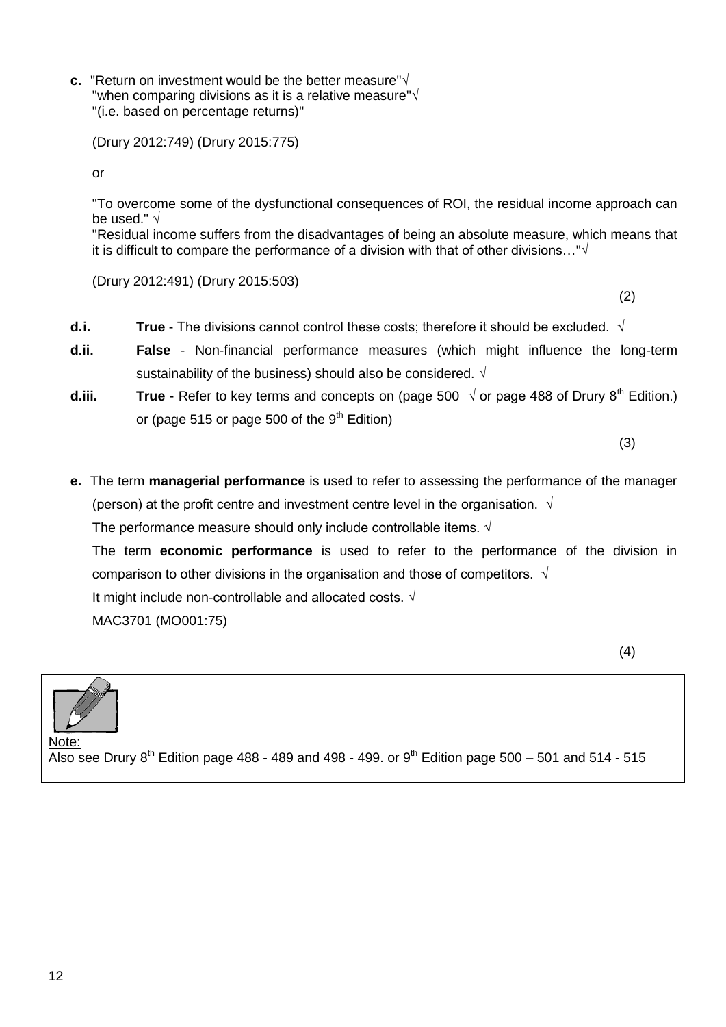**c.** "Return on investment would be the better measure"√
"when comparing divisions as it is a relative measure"√
"(i.e. based on percentage returns)"

(Drury 2012:749) (Drury 2015:775)

or

"To overcome some of the dysfunctional consequences of ROI, the residual income approach can be used." √
"Residual income suffers from the disadvantages of being an absolute measure, which means that it is difficult to compare the performance of a division with that of other divisions…"√

(Drury 2012:491) (Drury 2015:503)

(2)

**d.i.** **True** - The divisions cannot control these costs; therefore it should be excluded. √

**d.ii.** **False** - Non-financial performance measures (which might influence the long-term sustainability of the business) should also be considered. √

**d.iii.** **True** - Refer to key terms and concepts on (page 500 √ or page 488 of Drury 8th Edition.) or (page 515 or page 500 of the 9th Edition)

(3)

**e.** The term **managerial performance** is used to refer to assessing the performance of the manager (person) at the profit centre and investment centre level in the organisation. √

The performance measure should only include controllable items. √

The term **economic performance** is used to refer to the performance of the division in comparison to other divisions in the organisation and those of competitors. √

It might include non-controllable and allocated costs. √

MAC3701 (MO001:75)

(4)

Note:
Also see Drury 8th Edition page 488 - 489 and 498 - 499. or 9th Edition page 500 – 501 and 514 - 515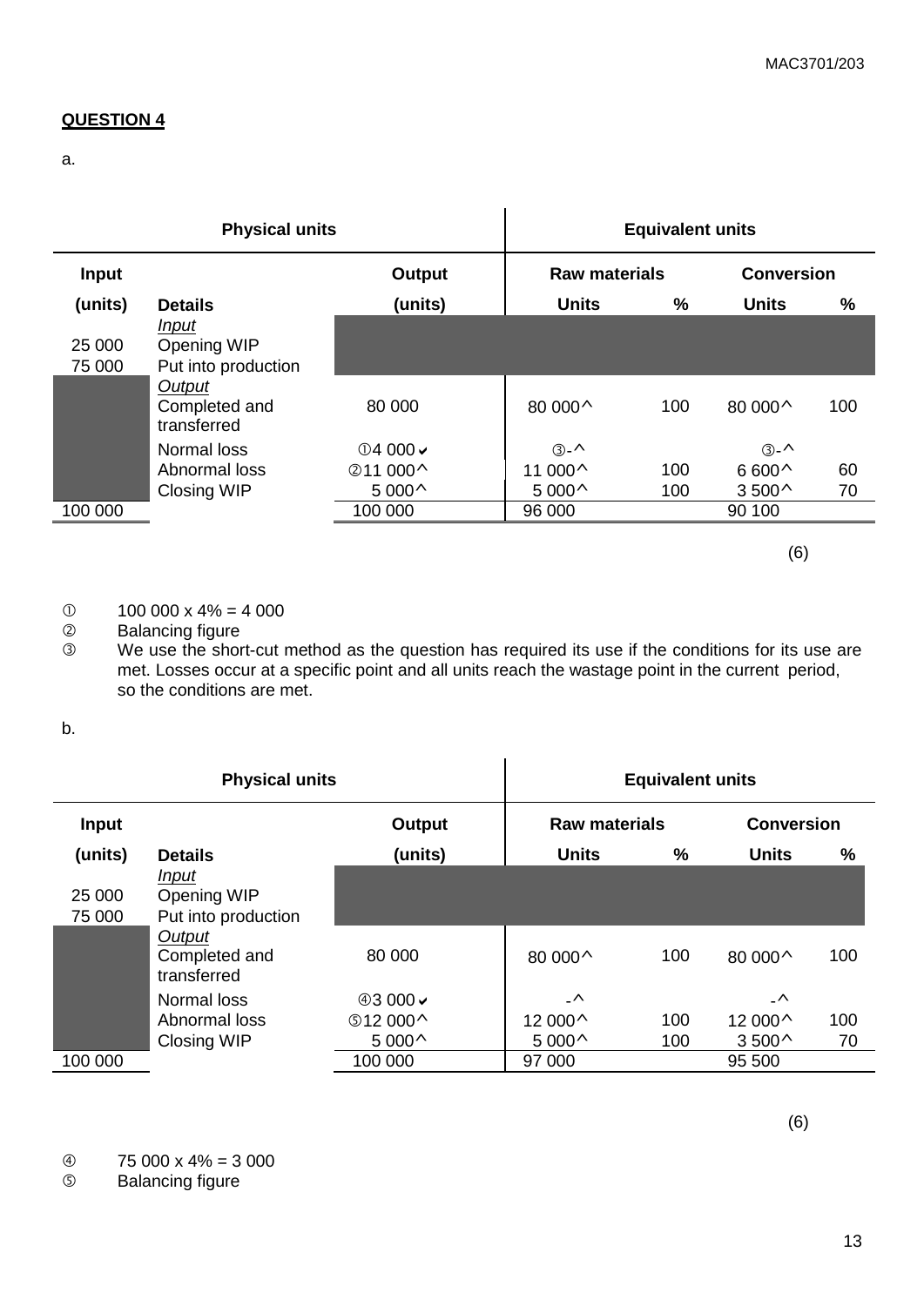## QUESTION 4

a.

| Physical units | | | Equivalent units | | | |
|---|---|---|---|---|---|---|
| **Input** | | **Output** | **Raw materials** | | **Conversion** | |
| **(units)** | **Details** | **(units)** | **Units** | **%** | **Units** | **%** |
| | *Input* | | | | | |
| 25 000 | Opening WIP | | | | | |
| 75 000 | Put into production | | | | | |
| | *Output* | | | | | |
| | Completed and transferred | 80 000 | 80 000^ | 100 | 80 000^ | 100 |
| | Normal loss | ①4 000✓ | ③-^ | | ③-^ | |
| | Abnormal loss | ②11 000^ | 11 000^ | 100 | 6 600^ | 60 |
| | Closing WIP | 5 000^ | 5 000^ | 100 | 3 500^ | 70 |
| 100 000 | | 100 000 | 96 000 | | 90 100 | |

(6)

① 100 000 x 4% = 4 000
② Balancing figure
③ We use the short-cut method as the question has required its use if the conditions for its use are met. Losses occur at a specific point and all units reach the wastage point in the current period, so the conditions are met.

b.

| Physical units | | | Equivalent units | | | |
|---|---|---|---|---|---|---|
| **Input** | | **Output** | **Raw materials** | | **Conversion** | |
| **(units)** | **Details** | **(units)** | **Units** | **%** | **Units** | **%** |
| | *Input* | | | | | |
| 25 000 | Opening WIP | | | | | |
| 75 000 | Put into production | | | | | |
| | *Output* | | | | | |
| | Completed and transferred | 80 000 | 80 000^ | 100 | 80 000^ | 100 |
| | Normal loss | ④3 000✓ | -^ | | -^ | |
| | Abnormal loss | ⑤12 000^ | 12 000^ | 100 | 12 000^ | 100 |
| | Closing WIP | 5 000^ | 5 000^ | 100 | 3 500^ | 70 |
| 100 000 | | 100 000 | 97 000 | | 95 500 | |

(6)

④ 75 000 x 4% = 3 000
⑤ Balancing figure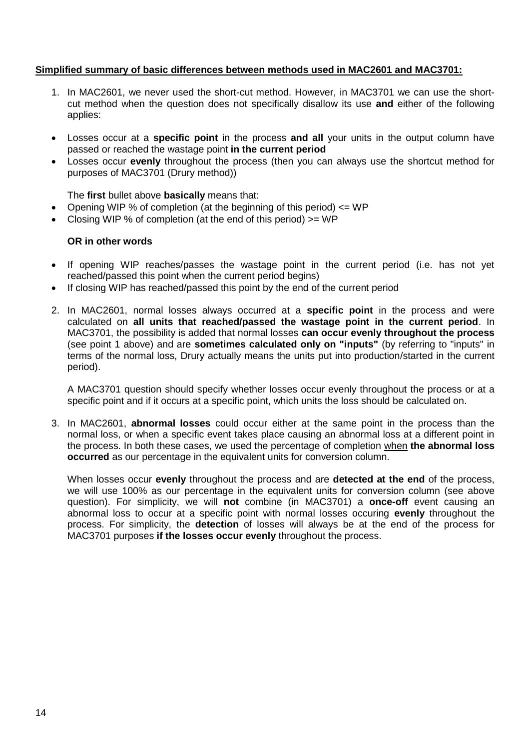**<u>Simplified summary of basic differences between methods used in MAC2601 and MAC3701:</u>**

1. In MAC2601, we never used the short-cut method. However, in MAC3701 we can use the short-cut method when the question does not specifically disallow its use **and** either of the following applies:

- Losses occur at a **specific point** in the process **and all** your units in the output column have passed or reached the wastage point **in the current period**
- Losses occur **evenly** throughout the process (then you can always use the shortcut method for purposes of MAC3701 (Drury method))

   The **first** bullet above **basically** means that:

- Opening WIP % of completion (at the beginning of this period) <= WP
- Closing WIP % of completion (at the end of this period) >= WP

   **OR in other words**

- If opening WIP reaches/passes the wastage point in the current period (i.e. has not yet reached/passed this point when the current period begins)
- If closing WIP has reached/passed this point by the end of the current period

2. In MAC2601, normal losses always occurred at a **specific point** in the process and were calculated on **all units that reached/passed the wastage point in the current period**. In MAC3701, the possibility is added that normal losses **can occur evenly throughout the process** (see point 1 above) and are **sometimes calculated only on "inputs"** (by referring to "inputs" in terms of the normal loss, Drury actually means the units put into production/started in the current period).

   A MAC3701 question should specify whether losses occur evenly throughout the process or at a specific point and if it occurs at a specific point, which units the loss should be calculated on.

3. In MAC2601, **abnormal losses** could occur either at the same point in the process than the normal loss, or when a specific event takes place causing an abnormal loss at a different point in the process. In both these cases, we used the percentage of completion <u>when</u> **the abnormal loss occurred** as our percentage in the equivalent units for conversion column.

   When losses occur **evenly** throughout the process and are **detected at the end** of the process, we will use 100% as our percentage in the equivalent units for conversion column (see above question). For simplicity, we will **not** combine (in MAC3701) a **once-off** event causing an abnormal loss to occur at a specific point with normal losses occuring **evenly** throughout the process. For simplicity, the **detection** of losses will always be at the end of the process for MAC3701 purposes **if the losses occur evenly** throughout the process.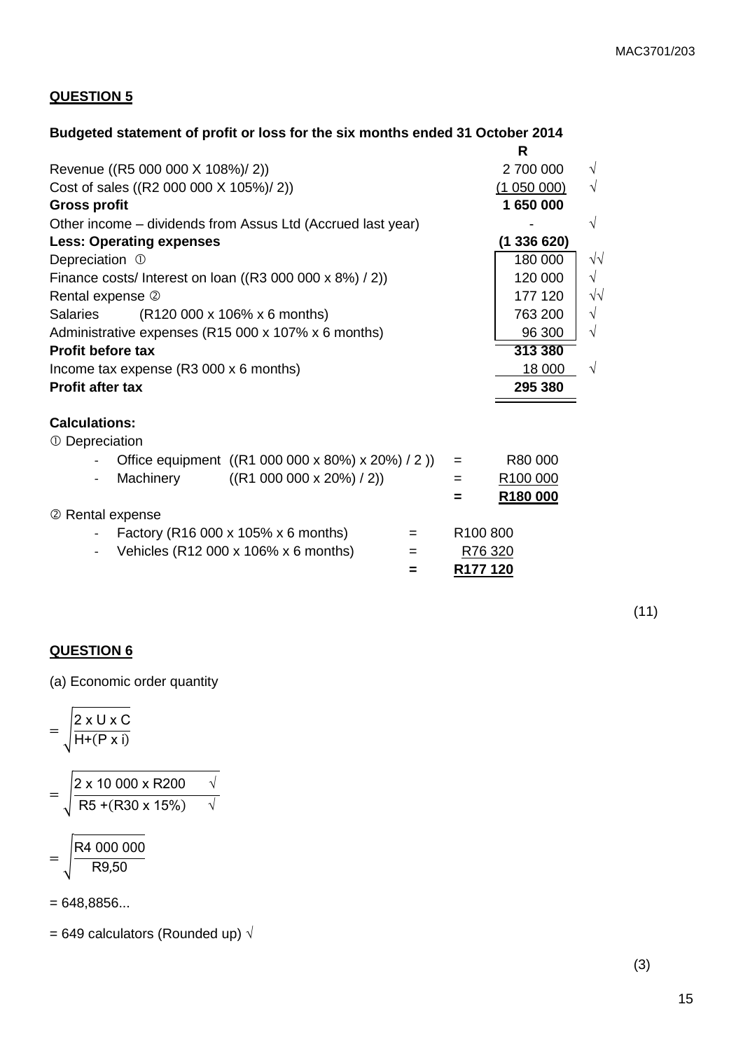## QUESTION 5

**Budgeted statement of profit or loss for the six months ended 31 October 2014**

| | R | |
|---|---|---|
| Revenue ((R5 000 000 X 108%)/ 2)) | 2 700 000 | √ |
| Cost of sales ((R2 000 000 X 105%)/ 2)) | (1 050 000) | √ |
| **Gross profit** | **1 650 000** | |
| Other income – dividends from Assus Ltd (Accrued last year) | - | √ |
| **Less: Operating expenses** | **(1 336 620)** | |
| Depreciation ① | 180 000 | √√ |
| Finance costs/ Interest on loan ((R3 000 000 x 8%) / 2)) | 120 000 | √ |
| Rental expense ② | 177 120 | √√ |
| Salaries (R120 000 x 106% x 6 months) | 763 200 | √ |
| Administrative expenses (R15 000 x 107% x 6 months) | 96 300 | √ |
| **Profit before tax** | **313 380** | |
| Income tax expense (R3 000 x 6 months) | 18 000 | √ |
| **Profit after tax** | **295 380** | |

**Calculations:**

① Depreciation

| | | | |
|---|---|---|---|
| - Office equipment | ((R1 000 000 x 80%) x 20%) / 2 )) | = | R80 000 |
| - Machinery | ((R1 000 000 x 20%) / 2)) | = | R100 000 |
| | | **=** | **R180 000** |

② Rental expense

| | | |
|---|---|---|
| - Factory (R16 000 x 105% x 6 months) | = | R100 800 |
| - Vehicles (R12 000 x 106% x 6 months) | = | R76 320 |
| | **=** | **R177 120** |

(11)

## QUESTION 6

(a) Economic order quantity

$$= \sqrt{\frac{2 \times U \times C}{H + (P \times i)}}$$

$$= \sqrt{\frac{2 \times 10\,000 \times R200 \quad \surd}{R5 + (R30 \times 15\%) \quad \surd}}$$

$$= \sqrt{\frac{R4\,000\,000}{R9{,}50}}$$

= 648,8856...

= 649 calculators (Rounded up) √

(3)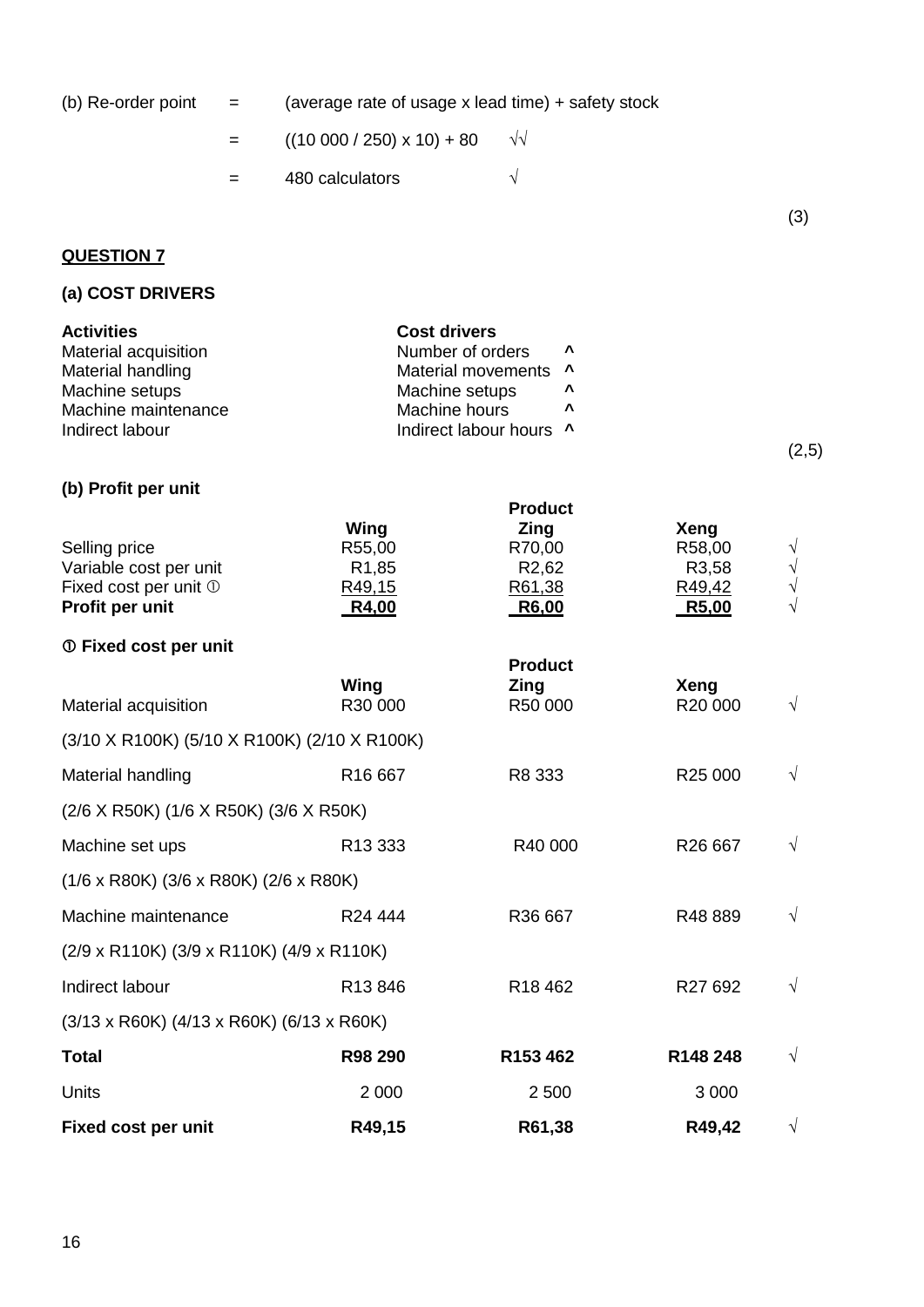(b) Re-order point = (average rate of usage x lead time) + safety stock

= ((10 000 / 250) x 10) + 80 √√

= 480 calculators √

(3)

**QUESTION 7**

**(a) COST DRIVERS**

| **Activities** | **Cost drivers** | |
|---|---|---|
| Material acquisition | Number of orders | ^ |
| Material handling | Material movements | ^ |
| Machine setups | Machine setups | ^ |
| Machine maintenance | Machine hours | ^ |
| Indirect labour | Indirect labour hours | ^ |

(2,5)

**(b) Profit per unit**

| | | **Product** | | |
|---|---|---|---|---|
| | **Wing** | **Zing** | **Xeng** | |
| Selling price | R55,00 | R70,00 | R58,00 | √ |
| Variable cost per unit | R1,85 | R2,62 | R3,58 | √ |
| Fixed cost per unit ① | R49,15 | R61,38 | R49,42 | √ |
| **Profit per unit** | **R4,00** | **R6,00** | **R5,00** | √ |

**① Fixed cost per unit**

| | | **Product** | | |
|---|---|---|---|---|
| | **Wing** | **Zing** | **Xeng** | |
| Material acquisition | R30 000 | R50 000 | R20 000 | √ |
| (3/10 X R100K) (5/10 X R100K) (2/10 X R100K) | | | | |
| Material handling | R16 667 | R8 333 | R25 000 | √ |
| (2/6 X R50K) (1/6 X R50K) (3/6 X R50K) | | | | |
| Machine set ups | R13 333 | R40 000 | R26 667 | √ |
| (1/6 x R80K) (3/6 x R80K) (2/6 x R80K) | | | | |
| Machine maintenance | R24 444 | R36 667 | R48 889 | √ |
| (2/9 x R110K) (3/9 x R110K) (4/9 x R110K) | | | | |
| Indirect labour | R13 846 | R18 462 | R27 692 | √ |
| (3/13 x R60K) (4/13 x R60K) (6/13 x R60K) | | | | |
| **Total** | **R98 290** | **R153 462** | **R148 248** | √ |
| Units | 2 000 | 2 500 | 3 000 | |
| **Fixed cost per unit** | **R49,15** | **R61,38** | **R49,42** | √ |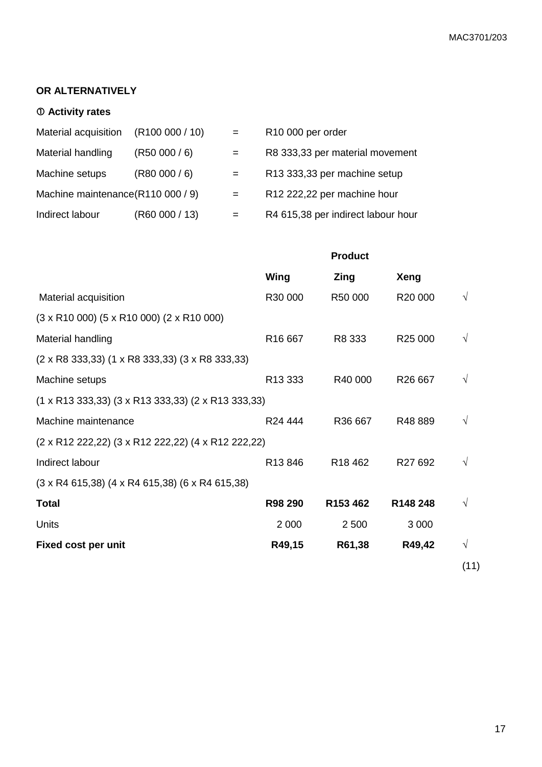**OR ALTERNATIVELY**

**① Activity rates**

| | | | |
|---|---|---|---|
| Material acquisition | (R100 000 / 10) | = | R10 000 per order |
| Material handling | (R50 000 / 6) | = | R8 333,33 per material movement |
| Machine setups | (R80 000 / 6) | = | R13 333,33 per machine setup |
| Machine maintenance | (R110 000 / 9) | = | R12 222,22 per machine hour |
| Indirect labour | (R60 000 / 13) | = | R4 615,38 per indirect labour hour |

| | **Product** | | | |
|---|---|---|---|---|
| | **Wing** | **Zing** | **Xeng** | |
| Material acquisition | R30 000 | R50 000 | R20 000 | √ |
| (3 x R10 000) (5 x R10 000) (2 x R10 000) | | | | |
| Material handling | R16 667 | R8 333 | R25 000 | √ |
| (2 x R8 333,33) (1 x R8 333,33) (3 x R8 333,33) | | | | |
| Machine setups | R13 333 | R40 000 | R26 667 | √ |
| (1 x R13 333,33) (3 x R13 333,33) (2 x R13 333,33) | | | | |
| Machine maintenance | R24 444 | R36 667 | R48 889 | √ |
| (2 x R12 222,22) (3 x R12 222,22) (4 x R12 222,22) | | | | |
| Indirect labour | R13 846 | R18 462 | R27 692 | √ |
| (3 x R4 615,38) (4 x R4 615,38) (6 x R4 615,38) | | | | |
| **Total** | **R98 290** | **R153 462** | **R148 248** | √ |
| Units | 2 000 | 2 500 | 3 000 | |
| **Fixed cost per unit** | **R49,15** | **R61,38** | **R49,42** | √ |
| | | | | (11) |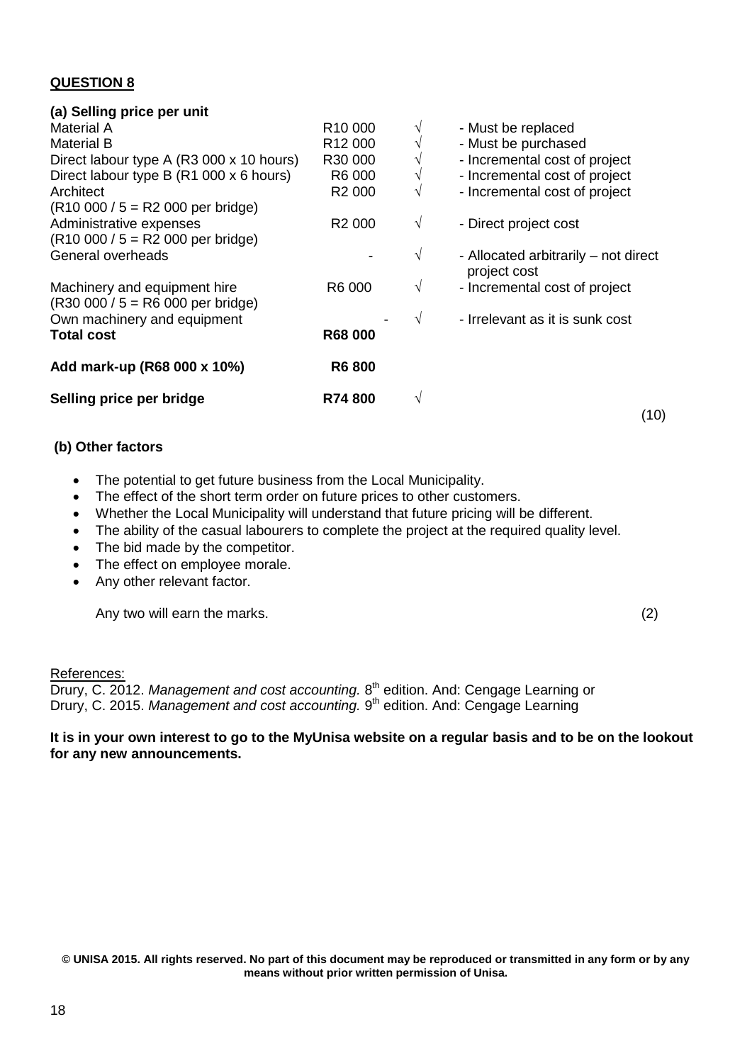**QUESTION 8**

**(a) Selling price per unit**

| | | | |
|---|---|---|---|
| Material A | R10 000 | √ | - Must be replaced |
| Material B | R12 000 | √ | - Must be purchased |
| Direct labour type A (R3 000 x 10 hours) | R30 000 | √ | - Incremental cost of project |
| Direct labour type B (R1 000 x 6 hours) | R6 000 | √ | - Incremental cost of project |
| Architect (R10 000 / 5 = R2 000 per bridge) | R2 000 | √ | - Incremental cost of project |
| Administrative expenses (R10 000 / 5 = R2 000 per bridge) | R2 000 | √ | - Direct project cost |
| General overheads | - | √ | - Allocated arbitrarily – not direct project cost |
| Machinery and equipment hire (R30 000 / 5 = R6 000 per bridge) | R6 000 | √ | - Incremental cost of project |
| Own machinery and equipment | - | √ | - Irrelevant as it is sunk cost |
| **Total cost** | **R68 000** | | |
| **Add mark-up (R68 000 x 10%)** | **R6 800** | | |
| **Selling price per bridge** | **R74 800** | √ | |

(10)

**(b) Other factors**

- The potential to get future business from the Local Municipality.
- The effect of the short term order on future prices to other customers.
- Whether the Local Municipality will understand that future pricing will be different.
- The ability of the casual labourers to complete the project at the required quality level.
- The bid made by the competitor.
- The effect on employee morale.
- Any other relevant factor.

Any two will earn the marks. (2)

References:
Drury, C. 2012. *Management and cost accounting.* 8th edition. And: Cengage Learning or
Drury, C. 2015. *Management and cost accounting.* 9th edition. And: Cengage Learning

**It is in your own interest to go to the MyUnisa website on a regular basis and to be on the lookout for any new announcements.**

**© UNISA 2015. All rights reserved. No part of this document may be reproduced or transmitted in any form or by any means without prior written permission of Unisa.**